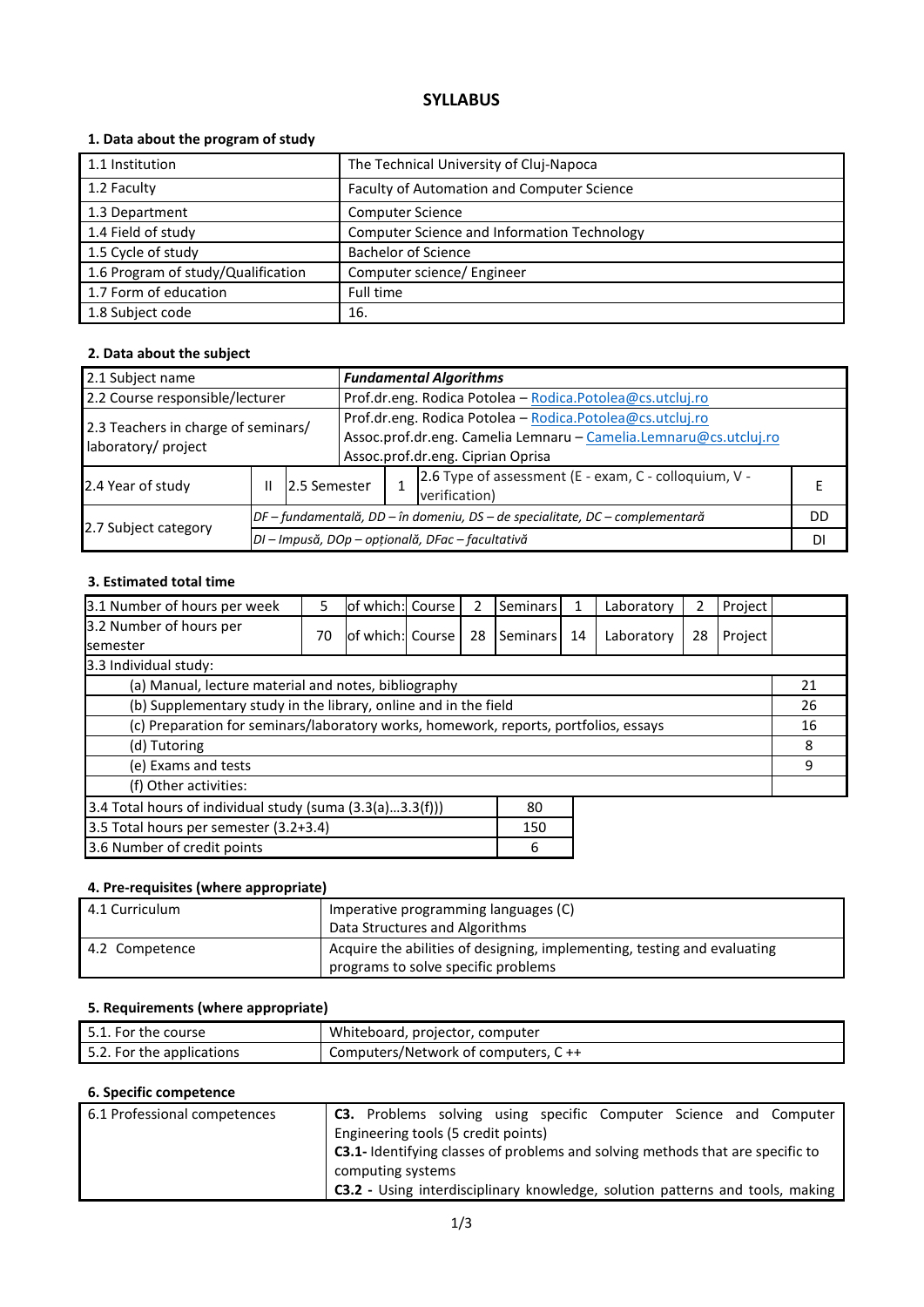# SYLLABUS

### 1. Data about the program of study

| | |
|---|---|
| 1.1 Institution | The Technical University of Cluj-Napoca |
| 1.2 Faculty | Faculty of Automation and Computer Science |
| 1.3 Department | Computer Science |
| 1.4 Field of study | Computer Science and Information Technology |
| 1.5 Cycle of study | Bachelor of Science |
| 1.6 Program of study/Qualification | Computer science/ Engineer |
| 1.7 Form of education | Full time |
| 1.8 Subject code | 16. |

### 2. Data about the subject

| | | | | | |
|---|---|---|---|---|---|
| 2.1 Subject name | ***Fundamental Algorithms*** | | | | |
| 2.2 Course responsible/lecturer | Prof.dr.eng. Rodica Potolea – Rodica.Potolea@cs.utcluj.ro | | | | |
| 2.3 Teachers in charge of seminars/ laboratory/ project | Prof.dr.eng. Rodica Potolea – Rodica.Potolea@cs.utcluj.ro<br>Assoc.prof.dr.eng. Camelia Lemnaru – Camelia.Lemnaru@cs.utcluj.ro<br>Assoc.prof.dr.eng. Ciprian Oprisa | | | | |
| 2.4 Year of study | II | 2.5 Semester | 1 | 2.6 Type of assessment (E - exam, C - colloquium, V - verification) | E |
| 2.7 Subject category | *DF – fundamentală, DD – în domeniu, DS – de specialitate, DC – complementară* | | | | DD |
| | *DI – Impusă, DOp – opțională, DFac – facultativă* | | | | DI |

### 3. Estimated total time

| | | | | | | | | | | |
|---|---|---|---|---|---|---|---|---|---|---|
| 3.1 Number of hours per week | 5 | of which: | Course | 2 | Seminars | 1 | Laboratory | 2 | Project | |
| 3.2 Number of hours per semester | 70 | of which: | Course | 28 | Seminars | 14 | Laboratory | 28 | Project | |

| 3.3 Individual study: | |
|---|---|
| (a) Manual, lecture material and notes, bibliography | 21 |
| (b) Supplementary study in the library, online and in the field | 26 |
| (c) Preparation for seminars/laboratory works, homework, reports, portfolios, essays | 16 |
| (d) Tutoring | 8 |
| (e) Exams and tests | 9 |
| (f) Other activities: | |

| | |
|---|---|
| 3.4 Total hours of individual study (suma (3.3(a)...3.3(f))) | 80 |
| 3.5 Total hours per semester (3.2+3.4) | 150 |
| 3.6 Number of credit points | 6 |

### 4. Pre-requisites (where appropriate)

| | |
|---|---|
| 4.1 Curriculum | Imperative programming languages (C)<br>Data Structures and Algorithms |
| 4.2 Competence | Acquire the abilities of designing, implementing, testing and evaluating programs to solve specific problems |

### 5. Requirements (where appropriate)

| | |
|---|---|
| 5.1. For the course | Whiteboard, projector, computer |
| 5.2. For the applications | Computers/Network of computers, C ++ |

### 6. Specific competence

| | |
|---|---|
| 6.1 Professional competences | **C3.** Problems solving using specific Computer Science and Computer Engineering tools (5 credit points)<br>**C3.1-** Identifying classes of problems and solving methods that are specific to computing systems<br>**C3.2 -** Using interdisciplinary knowledge, solution patterns and tools, making |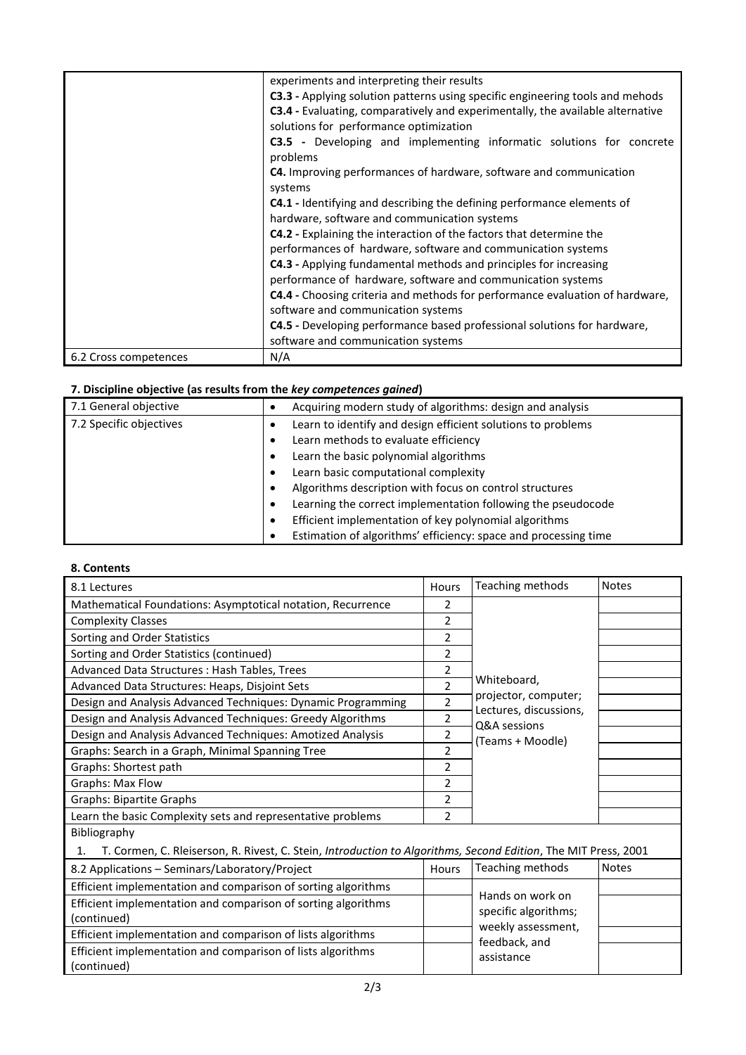| | |
|---|---|
| | experiments and interpreting their results<br>**C3.3 -** Applying solution patterns using specific engineering tools and mehods<br>**C3.4 -** Evaluating, comparatively and experimentally, the available alternative solutions for performance optimization<br>**C3.5 -** Developing and implementing informatic solutions for concrete problems<br>**C4.** Improving performances of hardware, software and communication systems<br>**C4.1 -** Identifying and describing the defining performance elements of hardware, software and communication systems<br>**C4.2 -** Explaining the interaction of the factors that determine the performances of hardware, software and communication systems<br>**C4.3 -** Applying fundamental methods and principles for increasing performance of hardware, software and communication systems<br>**C4.4 -** Choosing criteria and methods for performance evaluation of hardware, software and communication systems<br>**C4.5 -** Developing performance based professional solutions for hardware, software and communication systems |
| 6.2 Cross competences | N/A |

### 7. Discipline objective (as results from the *key competences gained*)

| | |
|---|---|
| 7.1 General objective | • Acquiring modern study of algorithms: design and analysis |
| 7.2 Specific objectives | • Learn to identify and design efficient solutions to problems<br>• Learn methods to evaluate efficiency<br>• Learn the basic polynomial algorithms<br>• Learn basic computational complexity<br>• Algorithms description with focus on control structures<br>• Learning the correct implementation following the pseudocode<br>• Efficient implementation of key polynomial algorithms<br>• Estimation of algorithms' efficiency: space and processing time |

### 8. Contents

| 8.1 Lectures | Hours | Teaching methods | Notes |
|---|---|---|---|
| Mathematical Foundations: Asymptotical notation, Recurrence | 2 | Whiteboard, projector, computer; Lectures, discussions, Q&A sessions (Teams + Moodle) | |
| Complexity Classes | 2 | | |
| Sorting and Order Statistics | 2 | | |
| Sorting and Order Statistics (continued) | 2 | | |
| Advanced Data Structures : Hash Tables, Trees | 2 | | |
| Advanced Data Structures: Heaps, Disjoint Sets | 2 | | |
| Design and Analysis Advanced Techniques: Dynamic Programming | 2 | | |
| Design and Analysis Advanced Techniques: Greedy Algorithms | 2 | | |
| Design and Analysis Advanced Techniques: Amotized Analysis | 2 | | |
| Graphs: Search in a Graph, Minimal Spanning Tree | 2 | | |
| Graphs: Shortest path | 2 | | |
| Graphs: Max Flow | 2 | | |
| Graphs: Bipartite Graphs | 2 | | |
| Learn the basic Complexity sets and representative problems | 2 | | |

Bibliography

1. T. Cormen, C. Rleiserson, R. Rivest, C. Stein, *Introduction to Algorithms, Second Edition*, The MIT Press, 2001

| 8.2 Applications – Seminars/Laboratory/Project | Hours | Teaching methods | Notes |
|---|---|---|---|
| Efficient implementation and comparison of sorting algorithms | | Hands on work on specific algorithms; weekly assessment, feedback, and assistance | |
| Efficient implementation and comparison of sorting algorithms (continued) | | | |
| Efficient implementation and comparison of lists algorithms | | | |
| Efficient implementation and comparison of lists algorithms (continued) | | | |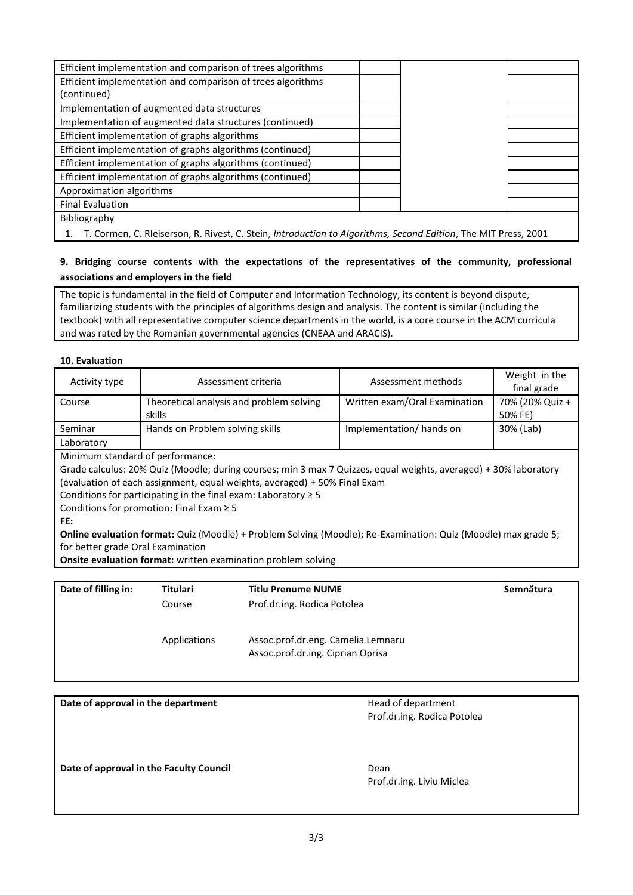| | | | |
|---|---|---|---|
| Efficient implementation and comparison of trees algorithms | | | |
| Efficient implementation and comparison of trees algorithms (continued) | | | |
| Implementation of augmented data structures | | | |
| Implementation of augmented data structures (continued) | | | |
| Efficient implementation of graphs algorithms | | | |
| Efficient implementation of graphs algorithms (continued) | | | |
| Efficient implementation of graphs algorithms (continued) | | | |
| Efficient implementation of graphs algorithms (continued) | | | |
| Approximation algorithms | | | |
| Final Evaluation | | | |

Bibliography

1. T. Cormen, C. Rleiserson, R. Rivest, C. Stein, *Introduction to Algorithms, Second Edition*, The MIT Press, 2001

**9. Bridging course contents with the expectations of the representatives of the community, professional associations and employers in the field**

The topic is fundamental in the field of Computer and Information Technology, its content is beyond dispute, familiarizing students with the principles of algorithms design and analysis. The content is similar (including the textbook) with all representative computer science departments in the world, is a core course in the ACM curricula and was rated by the Romanian governmental agencies (CNEAA and ARACIS).

**10. Evaluation**

| Activity type | Assessment criteria | Assessment methods | Weight in the final grade |
|---|---|---|---|
| Course | Theoretical analysis and problem solving skills | Written exam/Oral Examination | 70% (20% Quiz + 50% FE) |
| Seminar | Hands on Problem solving skills | Implementation/ hands on | 30% (Lab) |
| Laboratory | | | |

Minimum standard of performance:

Grade calculus: 20% Quiz (Moodle; during courses; min 3 max 7 Quizzes, equal weights, averaged) + 30% laboratory (evaluation of each assignment, equal weights, averaged) + 50% Final Exam

Conditions for participating in the final exam: Laboratory ≥ 5

Conditions for promotion: Final Exam ≥ 5

**FE:**

**Online evaluation format:** Quiz (Moodle) + Problem Solving (Moodle); Re-Examination: Quiz (Moodle) max grade 5; for better grade Oral Examination

**Onsite evaluation format:** written examination problem solving

| Date of filling in: | Titulari | Titlu Prenume NUME | Semnătura |
|---|---|---|---|
| | Course | Prof.dr.ing. Rodica Potolea | |
| | Applications | Assoc.prof.dr.eng. Camelia Lemnaru<br>Assoc.prof.dr.ing. Ciprian Oprisa | |

| | |
|---|---|
| **Date of approval in the department** | Head of department<br>Prof.dr.ing. Rodica Potolea |
| **Date of approval in the Faculty Council** | Dean<br>Prof.dr.ing. Liviu Miclea |